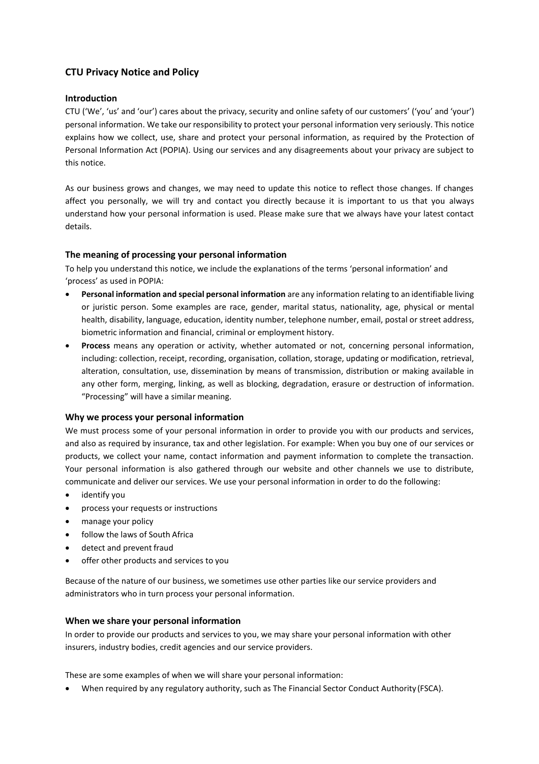# CTU Privacy Notice and Policy

## Introduction

CTU ('We', 'us' and 'our') cares about the privacy, security and online safety of our customers' ('you' and 'your') personal information. We take our responsibility to protect your personal information very seriously. This notice explains how we collect, use, share and protect your personal information, as required by the Protection of Personal Information Act (POPIA). Using our services and any disagreements about your privacy are subject to this notice.

As our business grows and changes, we may need to update this notice to reflect those changes. If changes affect you personally, we will try and contact you directly because it is important to us that you always understand how your personal information is used. Please make sure that we always have your latest contact details.

## The meaning of processing your personal information

To help you understand this notice, we include the explanations of the terms 'personal information' and 'process' as used in POPIA:

- **Personal information and special personal information** are any information relating to an identifiable living or juristic person. Some examples are race, gender, marital status, nationality, age, physical or mental health, disability, language, education, identity number, telephone number, email, postal or street address, biometric information and financial, criminal or employment history.
- **Process** means any operation or activity, whether automated or not, concerning personal information, including: collection, receipt, recording, organisation, collation, storage, updating or modification, retrieval, alteration, consultation, use, dissemination by means of transmission, distribution or making available in any other form, merging, linking, as well as blocking, degradation, erasure or destruction of information. "Processing" will have a similar meaning.

## Why we process your personal information

We must process some of your personal information in order to provide you with our products and services, and also as required by insurance, tax and other legislation. For example: When you buy one of our services or products, we collect your name, contact information and payment information to complete the transaction. Your personal information is also gathered through our website and other channels we use to distribute, communicate and deliver our services. We use your personal information in order to do the following:

- identify you
- process your requests or instructions
- manage your policy
- follow the laws of South Africa
- detect and prevent fraud
- offer other products and services to you

Because of the nature of our business, we sometimes use other parties like our service providers and administrators who in turn process your personal information.

## When we share your personal information

In order to provide our products and services to you, we may share your personal information with other insurers, industry bodies, credit agencies and our service providers.

These are some examples of when we will share your personal information:

- When required by any regulatory authority, such as The Financial Sector Conduct Authority (FSCA).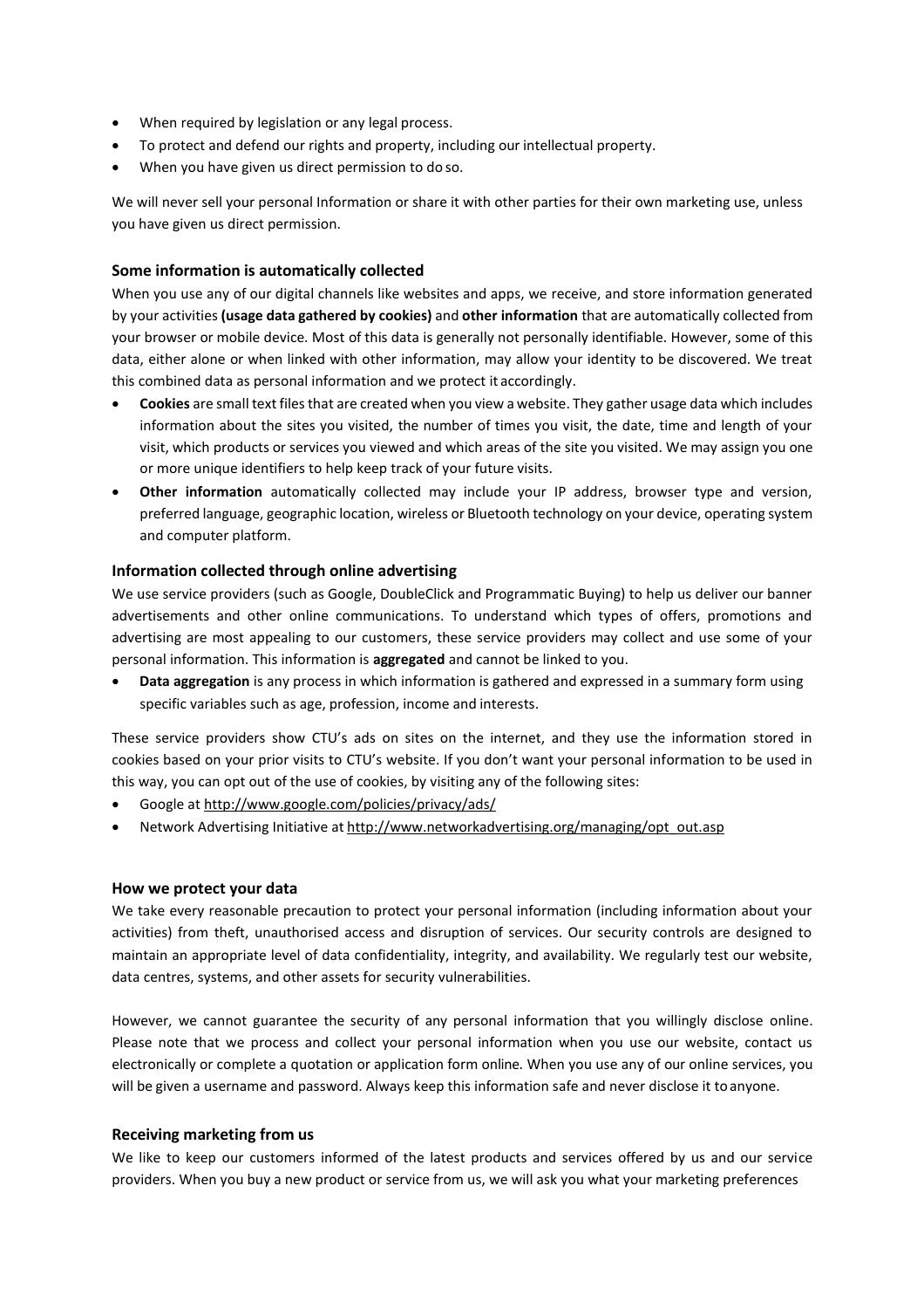- When required by legislation or any legal process.
- To protect and defend our rights and property, including our intellectual property.
- When you have given us direct permission to do so.

We will never sell your personal Information or share it with other parties for their own marketing use, unless you have given us direct permission.

### Some information is automatically collected

When you use any of our digital channels like websites and apps, we receive, and store information generated by your activities **(usage data gathered by cookies)** and **other information** that are automatically collected from your browser or mobile device. Most of this data is generally not personally identifiable. However, some of this data, either alone or when linked with other information, may allow your identity to be discovered. We treat this combined data as personal information and we protect it accordingly.

- **Cookies** are small text files that are created when you view a website. They gather usage data which includes information about the sites you visited, the number of times you visit, the date, time and length of your visit, which products or services you viewed and which areas of the site you visited. We may assign you one or more unique identifiers to help keep track of your future visits.
- **Other information** automatically collected may include your IP address, browser type and version, preferred language, geographic location, wireless or Bluetooth technology on your device, operating system and computer platform.

### Information collected through online advertising

We use service providers (such as Google, DoubleClick and Programmatic Buying) to help us deliver our banner advertisements and other online communications. To understand which types of offers, promotions and advertising are most appealing to our customers, these service providers may collect and use some of your personal information. This information is **aggregated** and cannot be linked to you.

- **Data aggregation** is any process in which information is gathered and expressed in a summary form using specific variables such as age, profession, income and interests.

These service providers show CTU's ads on sites on the internet, and they use the information stored in cookies based on your prior visits to CTU's website. If you don't want your personal information to be used in this way, you can opt out of the use of cookies, by visiting any of the following sites:

- Google at http://www.google.com/policies/privacy/ads/
- Network Advertising Initiative at http://www.networkadvertising.org/managing/opt_out.asp

### How we protect your data

We take every reasonable precaution to protect your personal information (including information about your activities) from theft, unauthorised access and disruption of services. Our security controls are designed to maintain an appropriate level of data confidentiality, integrity, and availability. We regularly test our website, data centres, systems, and other assets for security vulnerabilities.

However, we cannot guarantee the security of any personal information that you willingly disclose online. Please note that we process and collect your personal information when you use our website, contact us electronically or complete a quotation or application form online. When you use any of our online services, you will be given a username and password. Always keep this information safe and never disclose it to anyone.

### Receiving marketing from us

We like to keep our customers informed of the latest products and services offered by us and our service providers. When you buy a new product or service from us, we will ask you what your marketing preferences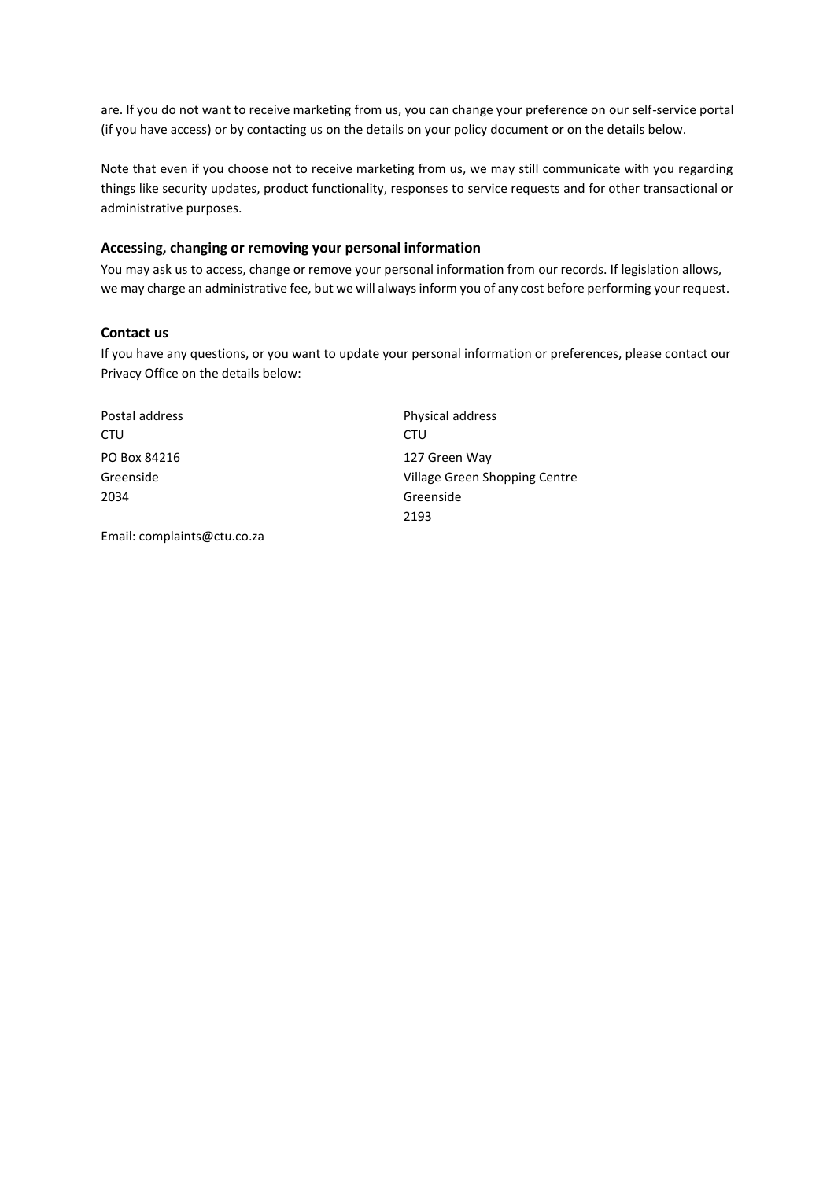are. If you do not want to receive marketing from us, you can change your preference on our self-service portal (if you have access) or by contacting us on the details on your policy document or on the details below.

Note that even if you choose not to receive marketing from us, we may still communicate with you regarding things like security updates, product functionality, responses to service requests and for other transactional or administrative purposes.

### Accessing, changing or removing your personal information

You may ask us to access, change or remove your personal information from our records. If legislation allows, we may charge an administrative fee, but we will always inform you of any cost before performing your request.

### Contact us

If you have any questions, or you want to update your personal information or preferences, please contact our Privacy Office on the details below:

Postal address
CTU
PO Box 84216
Greenside
2034

Physical address
CTU
127 Green Way
Village Green Shopping Centre
Greenside
2193

Email: complaints@ctu.co.za